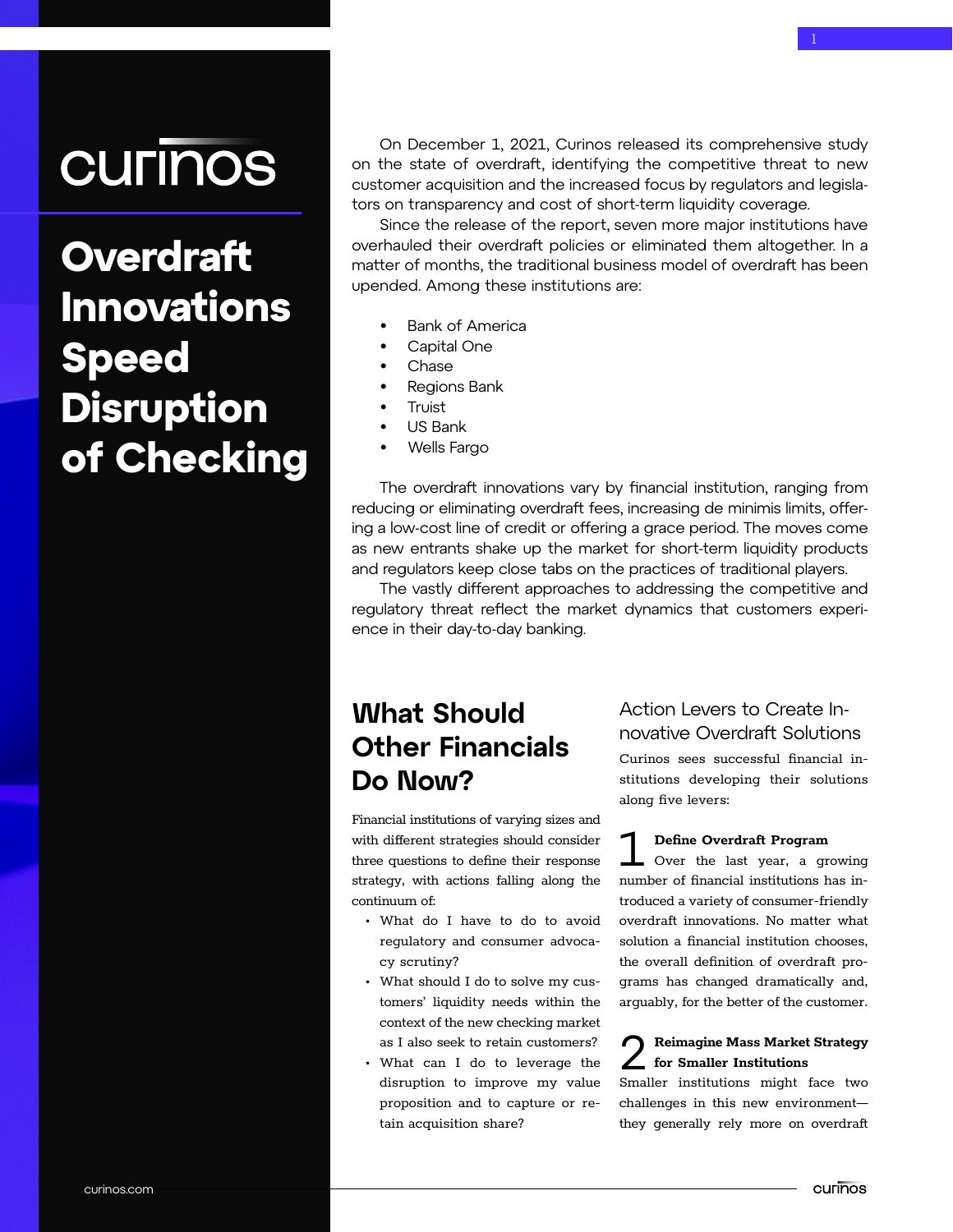# Overdraft Innovations Speed Disruption of Checking

On December 1, 2021, Curinos released its comprehensive study on the state of overdraft, identifying the competitive threat to new customer acquisition and the increased focus by regulators and legislators on transparency and cost of short-term liquidity coverage.

Since the release of the report, seven more major institutions have overhauled their overdraft policies or eliminated them altogether. In a matter of months, the traditional business model of overdraft has been upended. Among these institutions are:

- Bank of America
- Capital One
- Chase
- Regions Bank
- Truist
- US Bank
- Wells Fargo

The overdraft innovations vary by financial institution, ranging from reducing or eliminating overdraft fees, increasing de minimis limits, offering a low-cost line of credit or offering a grace period. The moves come as new entrants shake up the market for short-term liquidity products and regulators keep close tabs on the practices of traditional players.

The vastly different approaches to addressing the competitive and regulatory threat reflect the market dynamics that customers experience in their day-to-day banking.

## What Should Other Financials Do Now?

Financial institutions of varying sizes and with different strategies should consider three questions to define their response strategy, with actions falling along the continuum of:

- What do I have to do to avoid regulatory and consumer advocacy scrutiny?
- What should I do to solve my customers' liquidity needs within the context of the new checking market as I also seek to retain customers?
- What can I do to leverage the disruption to improve my value proposition and to capture or retain acquisition share?

### Action Levers to Create Innovative Overdraft Solutions

Curinos sees successful financial institutions developing their solutions along five levers:

**1 Define Overdraft Program**

Over the last year, a growing number of financial institutions has introduced a variety of consumer-friendly overdraft innovations. No matter what solution a financial institution chooses, the overall definition of overdraft programs has changed dramatically and, arguably, for the better of the customer.

**2 Reimagine Mass Market Strategy for Smaller Institutions**

Smaller institutions might face two challenges in this new environment—they generally rely more on overdraft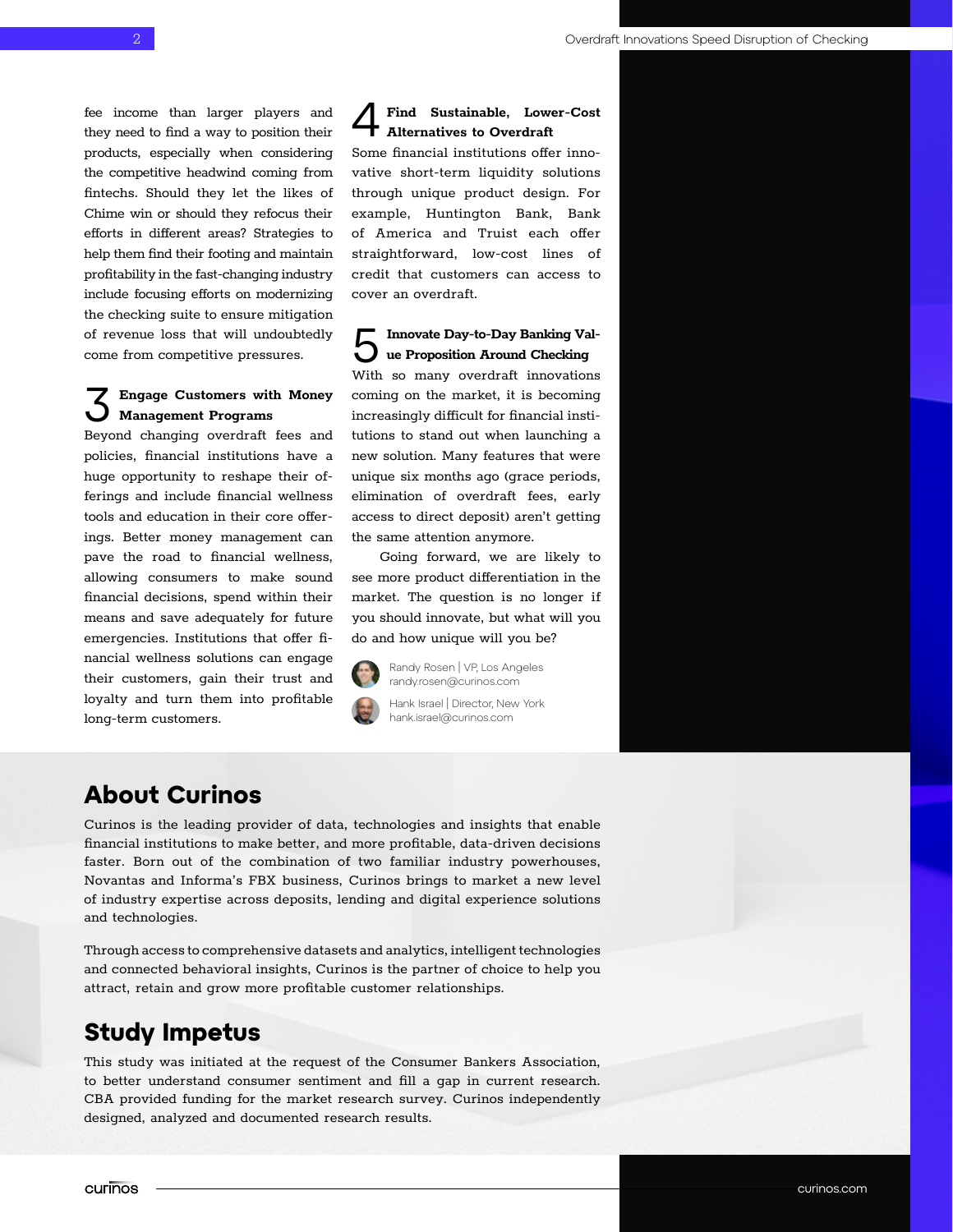fee income than larger players and they need to find a way to position their products, especially when considering the competitive headwind coming from fintechs. Should they let the likes of Chime win or should they refocus their efforts in different areas? Strategies to help them find their footing and maintain profitability in the fast-changing industry include focusing efforts on modernizing the checking suite to ensure mitigation of revenue loss that will undoubtedly come from competitive pressures.

### 3 Engage Customers with Money Management Programs

Beyond changing overdraft fees and policies, financial institutions have a huge opportunity to reshape their offerings and include financial wellness tools and education in their core offerings. Better money management can pave the road to financial wellness, allowing consumers to make sound financial decisions, spend within their means and save adequately for future emergencies. Institutions that offer financial wellness solutions can engage their customers, gain their trust and loyalty and turn them into profitable long-term customers.

### 4 Find Sustainable, Lower-Cost Alternatives to Overdraft

Some financial institutions offer innovative short-term liquidity solutions through unique product design. For example, Huntington Bank, Bank of America and Truist each offer straightforward, low-cost lines of credit that customers can access to cover an overdraft.

### 5 Innovate Day-to-Day Banking Value Proposition Around Checking

With so many overdraft innovations coming on the market, it is becoming increasingly difficult for financial institutions to stand out when launching a new solution. Many features that were unique six months ago (grace periods, elimination of overdraft fees, early access to direct deposit) aren't getting the same attention anymore.

Going forward, we are likely to see more product differentiation in the market. The question is no longer if you should innovate, but what will you do and how unique will you be?

Randy Rosen | VP, Los Angeles
randy.rosen@curinos.com

Hank Israel | Director, New York
hank.israel@curinos.com

## About Curinos

Curinos is the leading provider of data, technologies and insights that enable financial institutions to make better, and more profitable, data-driven decisions faster. Born out of the combination of two familiar industry powerhouses, Novantas and Informa's FBX business, Curinos brings to market a new level of industry expertise across deposits, lending and digital experience solutions and technologies.

Through access to comprehensive datasets and analytics, intelligent technologies and connected behavioral insights, Curinos is the partner of choice to help you attract, retain and grow more profitable customer relationships.

## Study Impetus

This study was initiated at the request of the Consumer Bankers Association, to better understand consumer sentiment and fill a gap in current research. CBA provided funding for the market research survey. Curinos independently designed, analyzed and documented research results.